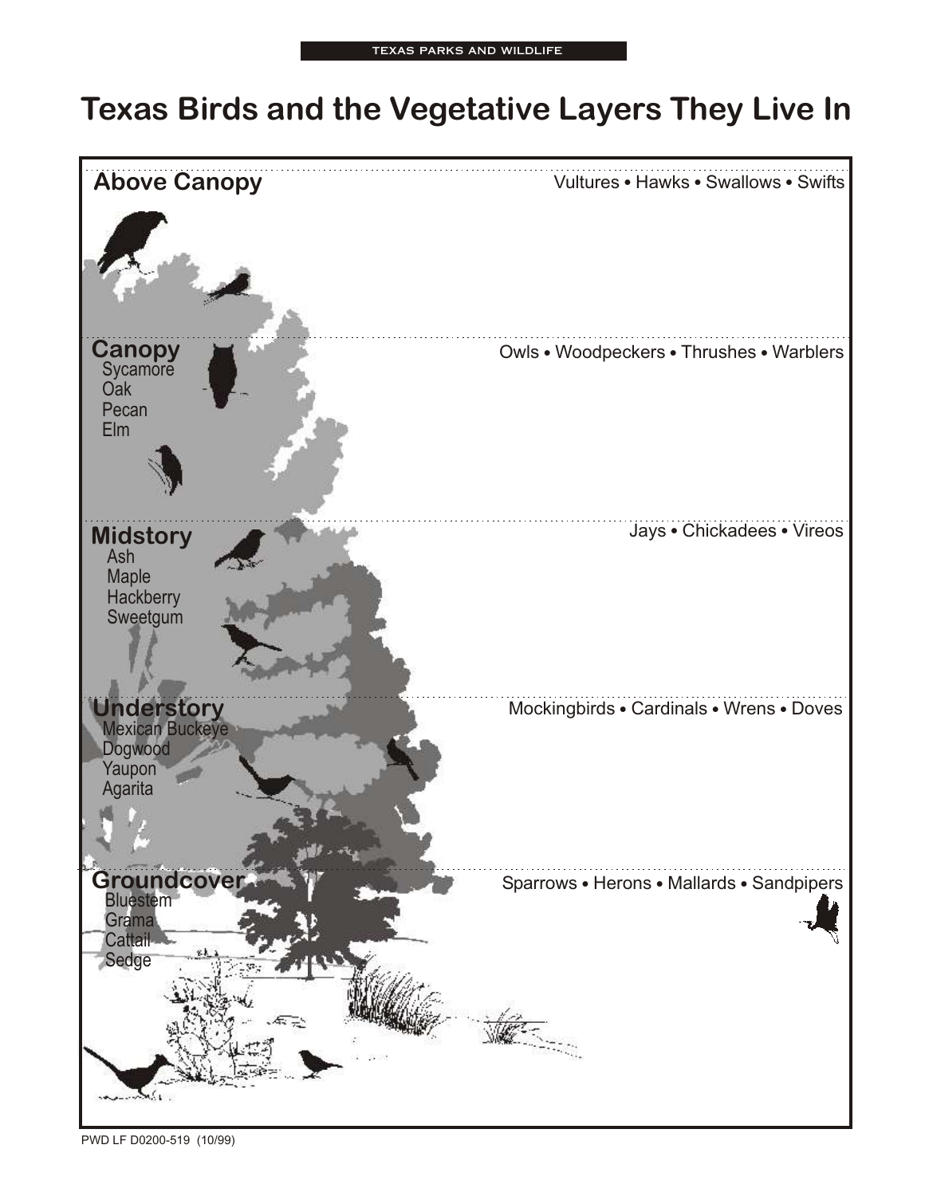TEXAS PARKS AND WILDLIFE

# Texas Birds and the Vegetative Layers They Live In

## Above Canopy

Vultures • Hawks • Swallows • Swifts

## Canopy

Sycamore
Oak
Pecan
Elm

Owls • Woodpeckers • Thrushes • Warblers

## Midstory

Ash
Maple
Hackberry
Sweetgum

Jays • Chickadees • Vireos

## Understory

Mexican Buckeye
Dogwood
Yaupon
Agarita

Mockingbirds • Cardinals • Wrens • Doves

## Groundcover

Bluestem
Grama
Cattail
Sedge

Sparrows • Herons • Mallards • Sandpipers

PWD LF D0200-519 (10/99)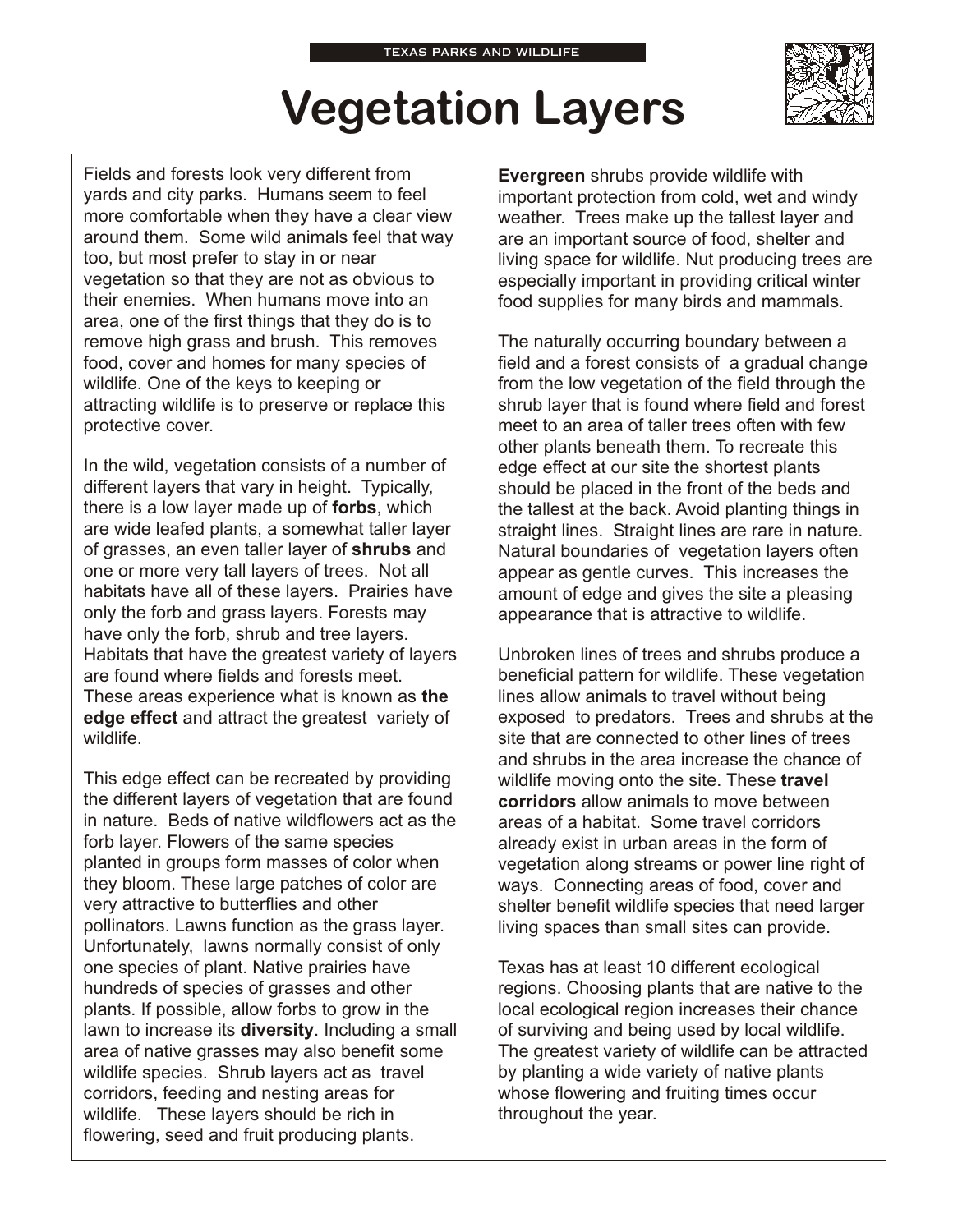TEXAS PARKS AND WILDLIFE

# Vegetation Layers

Fields and forests look very different from yards and city parks. Humans seem to feel more comfortable when they have a clear view around them. Some wild animals feel that way too, but most prefer to stay in or near vegetation so that they are not as obvious to their enemies. When humans move into an area, one of the first things that they do is to remove high grass and brush. This removes food, cover and homes for many species of wildlife. One of the keys to keeping or attracting wildlife is to preserve or replace this protective cover.

In the wild, vegetation consists of a number of different layers that vary in height. Typically, there is a low layer made up of **forbs**, which are wide leafed plants, a somewhat taller layer of grasses, an even taller layer of **shrubs** and one or more very tall layers of trees. Not all habitats have all of these layers. Prairies have only the forb and grass layers. Forests may have only the forb, shrub and tree layers. Habitats that have the greatest variety of layers are found where fields and forests meet. These areas experience what is known as **the edge effect** and attract the greatest variety of wildlife.

This edge effect can be recreated by providing the different layers of vegetation that are found in nature. Beds of native wildflowers act as the forb layer. Flowers of the same species planted in groups form masses of color when they bloom. These large patches of color are very attractive to butterflies and other pollinators. Lawns function as the grass layer. Unfortunately, lawns normally consist of only one species of plant. Native prairies have hundreds of species of grasses and other plants. If possible, allow forbs to grow in the lawn to increase its **diversity**. Including a small area of native grasses may also benefit some wildlife species. Shrub layers act as travel corridors, feeding and nesting areas for wildlife. These layers should be rich in flowering, seed and fruit producing plants. **Evergreen** shrubs provide wildlife with important protection from cold, wet and windy weather. Trees make up the tallest layer and are an important source of food, shelter and living space for wildlife. Nut producing trees are especially important in providing critical winter food supplies for many birds and mammals.

The naturally occurring boundary between a field and a forest consists of a gradual change from the low vegetation of the field through the shrub layer that is found where field and forest meet to an area of taller trees often with few other plants beneath them. To recreate this edge effect at our site the shortest plants should be placed in the front of the beds and the tallest at the back. Avoid planting things in straight lines. Straight lines are rare in nature. Natural boundaries of vegetation layers often appear as gentle curves. This increases the amount of edge and gives the site a pleasing appearance that is attractive to wildlife.

Unbroken lines of trees and shrubs produce a beneficial pattern for wildlife. These vegetation lines allow animals to travel without being exposed to predators. Trees and shrubs at the site that are connected to other lines of trees and shrubs in the area increase the chance of wildlife moving onto the site. These **travel corridors** allow animals to move between areas of a habitat. Some travel corridors already exist in urban areas in the form of vegetation along streams or power line right of ways. Connecting areas of food, cover and shelter benefit wildlife species that need larger living spaces than small sites can provide.

Texas has at least 10 different ecological regions. Choosing plants that are native to the local ecological region increases their chance of surviving and being used by local wildlife. The greatest variety of wildlife can be attracted by planting a wide variety of native plants whose flowering and fruiting times occur throughout the year.